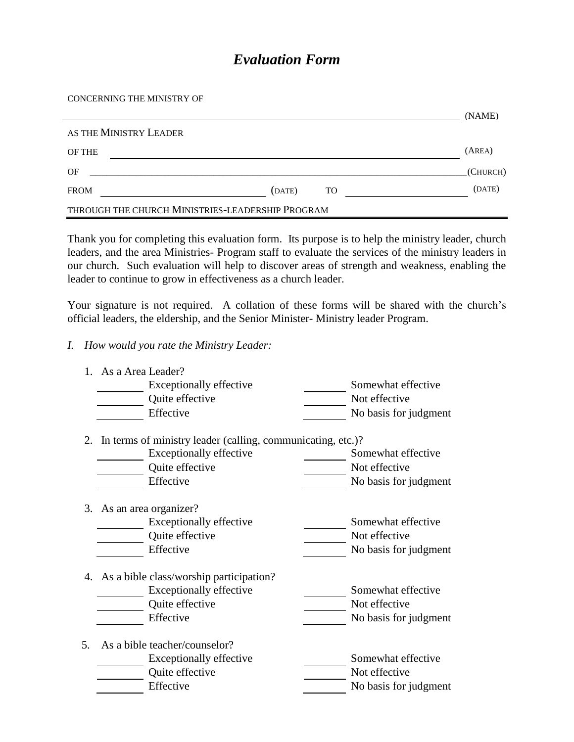# *Evaluation Form*

CONCERNING THE MINISTRY OF

\_\_\_\_\_\_\_\_\_\_\_\_\_\_\_\_\_\_\_\_\_\_\_\_\_\_\_\_\_\_\_\_\_\_\_\_\_\_\_\_\_\_\_\_\_\_\_\_\_\_\_\_\_\_\_\_\_\_\_\_\_\_ (NAME)

AS THE MINISTRY LEADER

OF THE \_\_\_\_\_\_\_\_\_\_\_\_\_\_\_\_\_\_\_\_\_\_\_\_\_\_\_\_\_\_\_\_\_\_\_\_\_\_\_\_\_\_\_\_\_\_\_\_\_\_\_\_\_\_\_\_ (AREA)

OF \_\_\_\_\_\_\_\_\_\_\_\_\_\_\_\_\_\_\_\_\_\_\_\_\_\_\_\_\_\_\_\_\_\_\_\_\_\_\_\_\_\_\_\_\_\_\_\_\_\_\_\_\_\_\_\_\_\_\_\_ (CHURCH)

FROM \_\_\_\_\_\_\_\_\_\_\_\_\_\_\_\_\_\_\_\_\_\_\_\_\_\_ (DATE) TO \_\_\_\_\_\_\_\_\_\_\_\_\_\_\_\_\_\_\_\_ (DATE)

THROUGH THE CHURCH MINISTRIES-LEADERSHIP PROGRAM

---

Thank you for completing this evaluation form. Its purpose is to help the ministry leader, church leaders, and the area Ministries- Program staff to evaluate the services of the ministry leaders in our church. Such evaluation will help to discover areas of strength and weakness, enabling the leader to continue to grow in effectiveness as a church leader.

Your signature is not required. A collation of these forms will be shared with the church's official leaders, the eldership, and the Senior Minister- Ministry leader Program.

*I. How would you rate the Ministry Leader:*

1. As a Area Leader?
   - \_\_\_\_\_\_\_ Exceptionally effective
   - \_\_\_\_\_\_\_ Quite effective
   - \_\_\_\_\_\_\_ Effective
   - \_\_\_\_\_\_\_ Somewhat effective
   - \_\_\_\_\_\_\_ Not effective
   - \_\_\_\_\_\_\_ No basis for judgment

2. In terms of ministry leader (calling, communicating, etc.)?
   - \_\_\_\_\_\_\_ Exceptionally effective
   - \_\_\_\_\_\_\_ Quite effective
   - \_\_\_\_\_\_\_ Effective
   - \_\_\_\_\_\_\_ Somewhat effective
   - \_\_\_\_\_\_\_ Not effective
   - \_\_\_\_\_\_\_ No basis for judgment

3. As an area organizer?
   - \_\_\_\_\_\_\_ Exceptionally effective
   - \_\_\_\_\_\_\_ Quite effective
   - \_\_\_\_\_\_\_ Effective
   - \_\_\_\_\_\_\_ Somewhat effective
   - \_\_\_\_\_\_\_ Not effective
   - \_\_\_\_\_\_\_ No basis for judgment

4. As a bible class/worship participation?
   - \_\_\_\_\_\_\_ Exceptionally effective
   - \_\_\_\_\_\_\_ Quite effective
   - \_\_\_\_\_\_\_ Effective
   - \_\_\_\_\_\_\_ Somewhat effective
   - \_\_\_\_\_\_\_ Not effective
   - \_\_\_\_\_\_\_ No basis for judgment

5. As a bible teacher/counselor?
   - \_\_\_\_\_\_\_ Exceptionally effective
   - \_\_\_\_\_\_\_ Quite effective
   - \_\_\_\_\_\_\_ Effective
   - \_\_\_\_\_\_\_ Somewhat effective
   - \_\_\_\_\_\_\_ Not effective
   - \_\_\_\_\_\_\_ No basis for judgment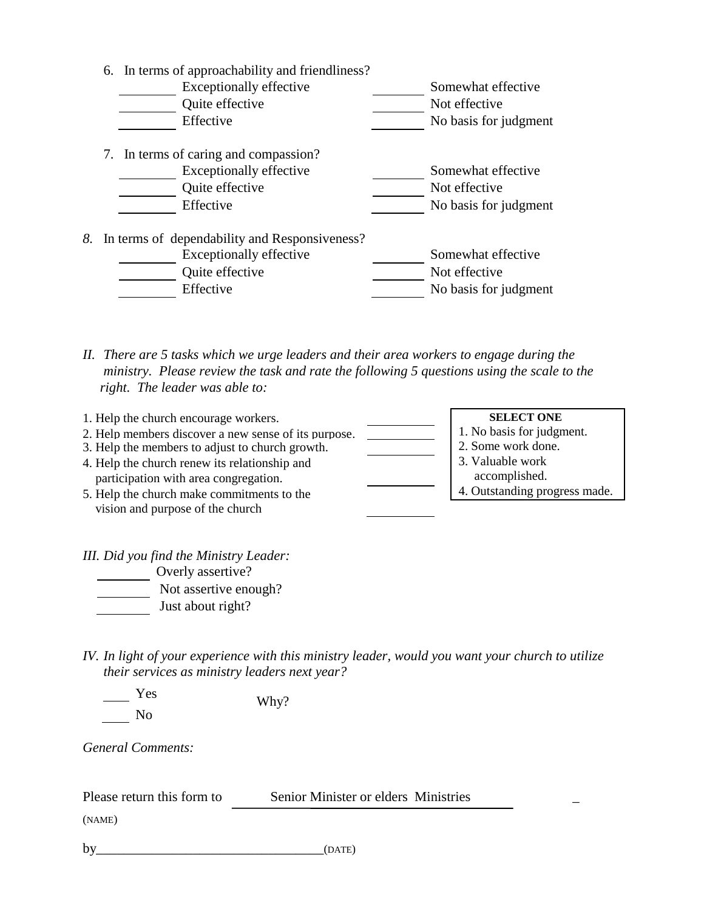6. In terms of approachability and friendliness?

| | | | |
|---|---|---|---|
| ________ | Exceptionally effective | ________ | Somewhat effective |
| ________ | Quite effective | ________ | Not effective |
| ________ | Effective | ________ | No basis for judgment |

7. In terms of caring and compassion?

| | | | |
|---|---|---|---|
| ________ | Exceptionally effective | ________ | Somewhat effective |
| ________ | Quite effective | ________ | Not effective |
| ________ | Effective | ________ | No basis for judgment |

*8.* In terms of dependability and Responsiveness?

| | | | |
|---|---|---|---|
| ________ | Exceptionally effective | ________ | Somewhat effective |
| ________ | Quite effective | ________ | Not effective |
| ________ | Effective | ________ | No basis for judgment |

*II. There are 5 tasks which we urge leaders and their area workers to engage during the ministry. Please review the task and rate the following 5 questions using the scale to the right. The leader was able to:*

1. Help the church encourage workers. __________
2. Help members discover a new sense of its purpose. __________
3. Help the members to adjust to church growth. __________
4. Help the church renew its relationship and participation with area congregation. __________
5. Help the church make commitments to the vision and purpose of the church __________

**SELECT ONE**
1. No basis for judgment.
2. Some work done.
3. Valuable work accomplished.
4. Outstanding progress made.

*III. Did you find the Ministry Leader:*

________ Overly assertive?
________ Not assertive enough?
________ Just about right?

*IV. In light of your experience with this ministry leader, would you want your church to utilize their services as ministry leaders next year?*

____ Yes
____ No

Why?

*General Comments:*

Please return this form to Senior Minister or elders Ministries _
(NAME)

by________________________________(DATE)